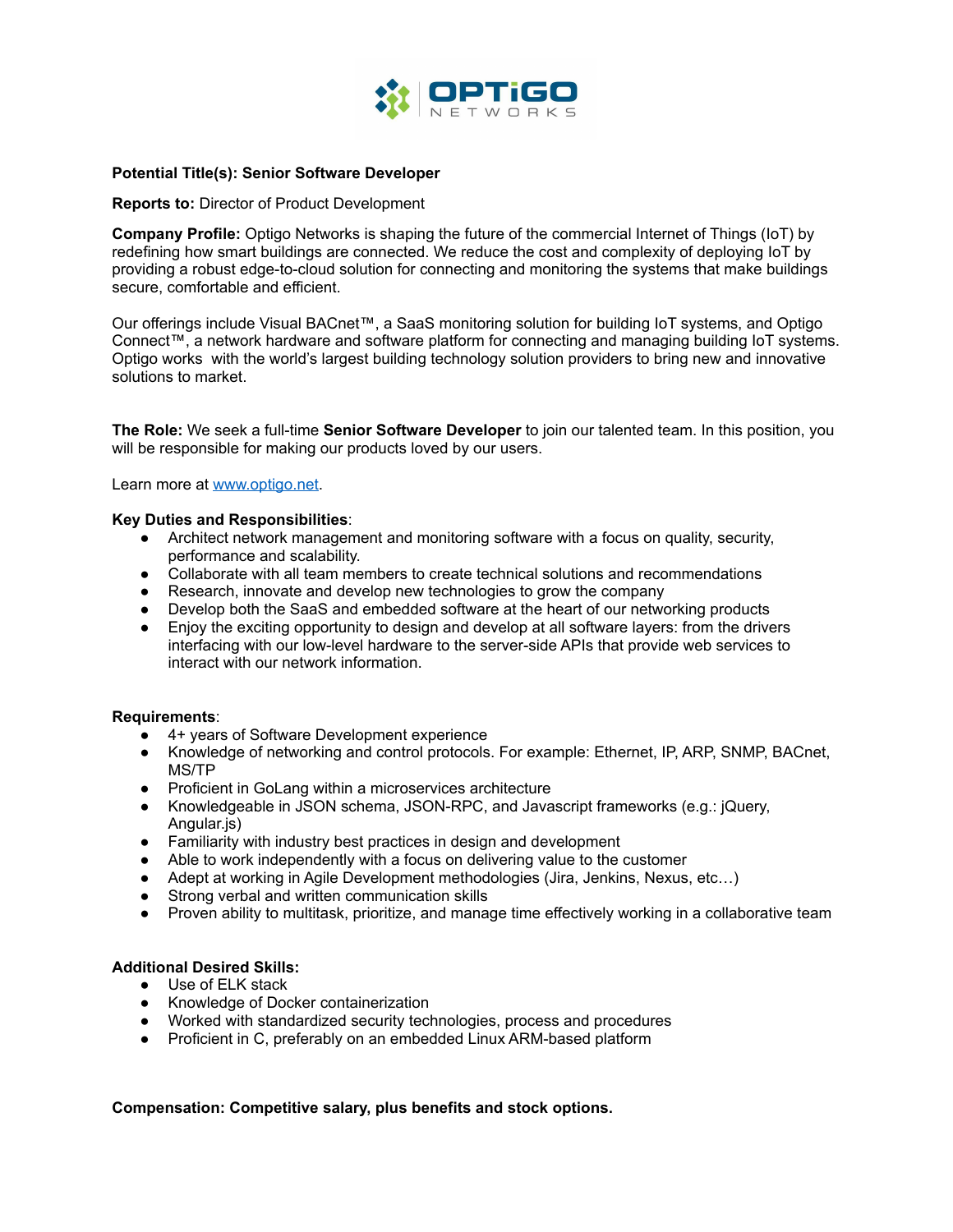OPTiGO NETWORKS

**Potential Title(s): Senior Software Developer**

**Reports to:** Director of Product Development

**Company Profile:** Optigo Networks is shaping the future of the commercial Internet of Things (IoT) by redefining how smart buildings are connected. We reduce the cost and complexity of deploying IoT by providing a robust edge-to-cloud solution for connecting and monitoring the systems that make buildings secure, comfortable and efficient.

Our offerings include Visual BACnet™, a SaaS monitoring solution for building IoT systems, and Optigo Connect™, a network hardware and software platform for connecting and managing building IoT systems. Optigo works with the world's largest building technology solution providers to bring new and innovative solutions to market.

**The Role:** We seek a full-time **Senior Software Developer** to join our talented team. In this position, you will be responsible for making our products loved by our users.

Learn more at [www.optigo.net](www.optigo.net).

**Key Duties and Responsibilities**:

- Architect network management and monitoring software with a focus on quality, security, performance and scalability.
- Collaborate with all team members to create technical solutions and recommendations
- Research, innovate and develop new technologies to grow the company
- Develop both the SaaS and embedded software at the heart of our networking products
- Enjoy the exciting opportunity to design and develop at all software layers: from the drivers interfacing with our low-level hardware to the server-side APIs that provide web services to interact with our network information.

**Requirements**:

- 4+ years of Software Development experience
- Knowledge of networking and control protocols. For example: Ethernet, IP, ARP, SNMP, BACnet, MS/TP
- Proficient in GoLang within a microservices architecture
- Knowledgeable in JSON schema, JSON-RPC, and Javascript frameworks (e.g.: jQuery, Angular.js)
- Familiarity with industry best practices in design and development
- Able to work independently with a focus on delivering value to the customer
- Adept at working in Agile Development methodologies (Jira, Jenkins, Nexus, etc…)
- Strong verbal and written communication skills
- Proven ability to multitask, prioritize, and manage time effectively working in a collaborative team

**Additional Desired Skills:**

- Use of ELK stack
- Knowledge of Docker containerization
- Worked with standardized security technologies, process and procedures
- Proficient in C, preferably on an embedded Linux ARM-based platform

**Compensation: Competitive salary, plus benefits and stock options.**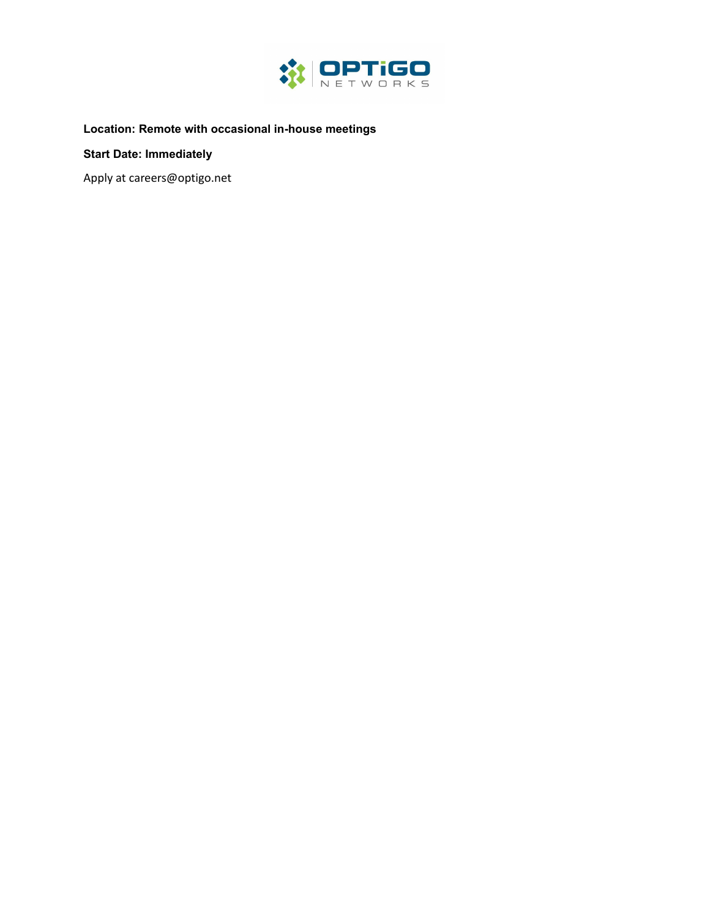**Location: Remote with occasional in-house meetings**

**Start Date: Immediately**

Apply at careers@optigo.net